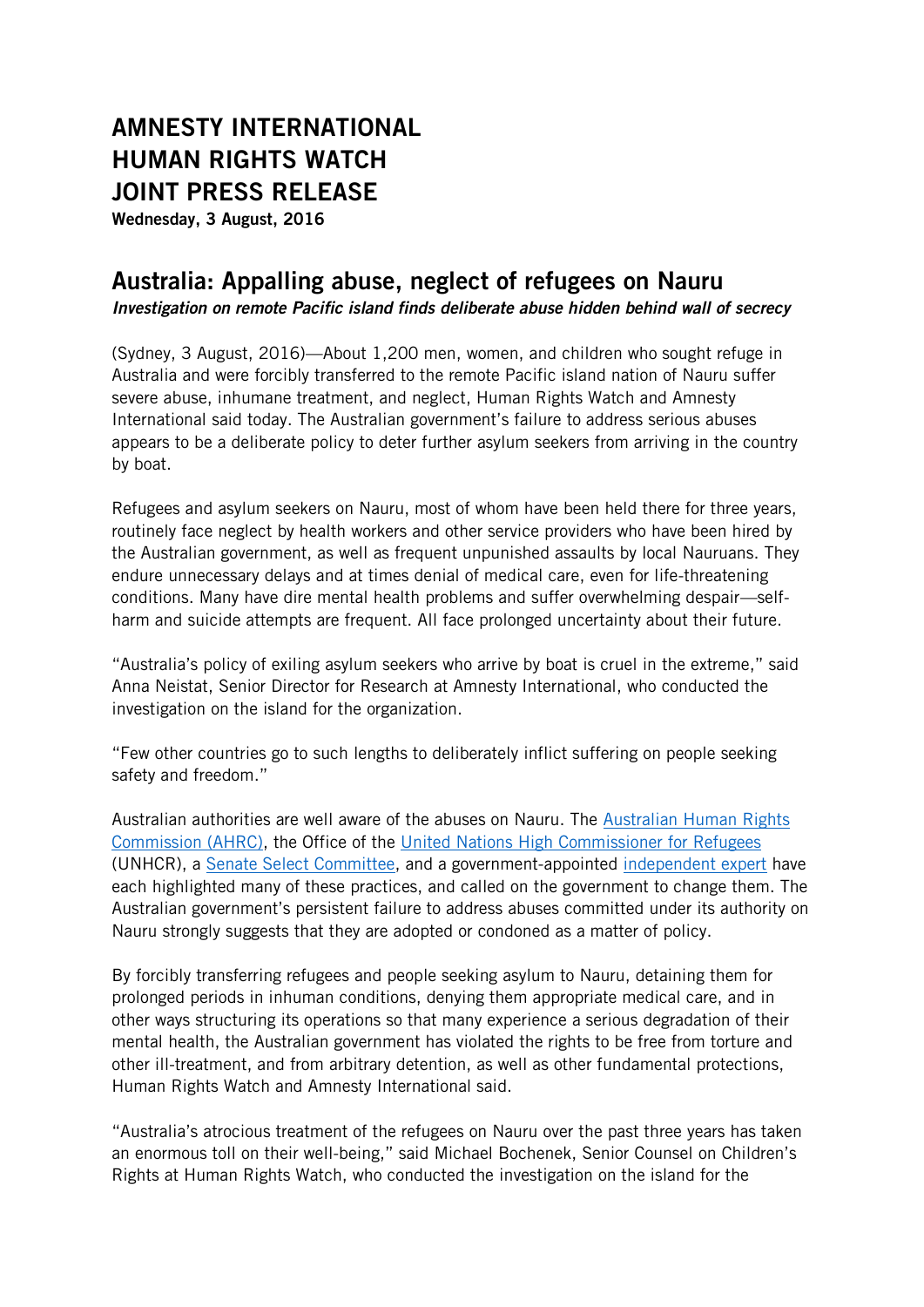# AMNESTY INTERNATIONAL
# HUMAN RIGHTS WATCH
# JOINT PRESS RELEASE

**Wednesday, 3 August, 2016**

## Australia: Appalling abuse, neglect of refugees on Nauru

***Investigation on remote Pacific island finds deliberate abuse hidden behind wall of secrecy***

(Sydney, 3 August, 2016)—About 1,200 men, women, and children who sought refuge in Australia and were forcibly transferred to the remote Pacific island nation of Nauru suffer severe abuse, inhumane treatment, and neglect, Human Rights Watch and Amnesty International said today. The Australian government's failure to address serious abuses appears to be a deliberate policy to deter further asylum seekers from arriving in the country by boat.

Refugees and asylum seekers on Nauru, most of whom have been held there for three years, routinely face neglect by health workers and other service providers who have been hired by the Australian government, as well as frequent unpunished assaults by local Nauruans. They endure unnecessary delays and at times denial of medical care, even for life-threatening conditions. Many have dire mental health problems and suffer overwhelming despair—self-harm and suicide attempts are frequent. All face prolonged uncertainty about their future.

"Australia's policy of exiling asylum seekers who arrive by boat is cruel in the extreme," said Anna Neistat, Senior Director for Research at Amnesty International, who conducted the investigation on the island for the organization.

"Few other countries go to such lengths to deliberately inflict suffering on people seeking safety and freedom."

Australian authorities are well aware of the abuses on Nauru. The [Australian Human Rights Commission (AHRC)](), the Office of the [United Nations High Commissioner for Refugees]() (UNHCR), a [Senate Select Committee](), and a government-appointed [independent expert]() have each highlighted many of these practices, and called on the government to change them. The Australian government's persistent failure to address abuses committed under its authority on Nauru strongly suggests that they are adopted or condoned as a matter of policy.

By forcibly transferring refugees and people seeking asylum to Nauru, detaining them for prolonged periods in inhuman conditions, denying them appropriate medical care, and in other ways structuring its operations so that many experience a serious degradation of their mental health, the Australian government has violated the rights to be free from torture and other ill-treatment, and from arbitrary detention, as well as other fundamental protections, Human Rights Watch and Amnesty International said.

"Australia's atrocious treatment of the refugees on Nauru over the past three years has taken an enormous toll on their well-being," said Michael Bochenek, Senior Counsel on Children's Rights at Human Rights Watch, who conducted the investigation on the island for the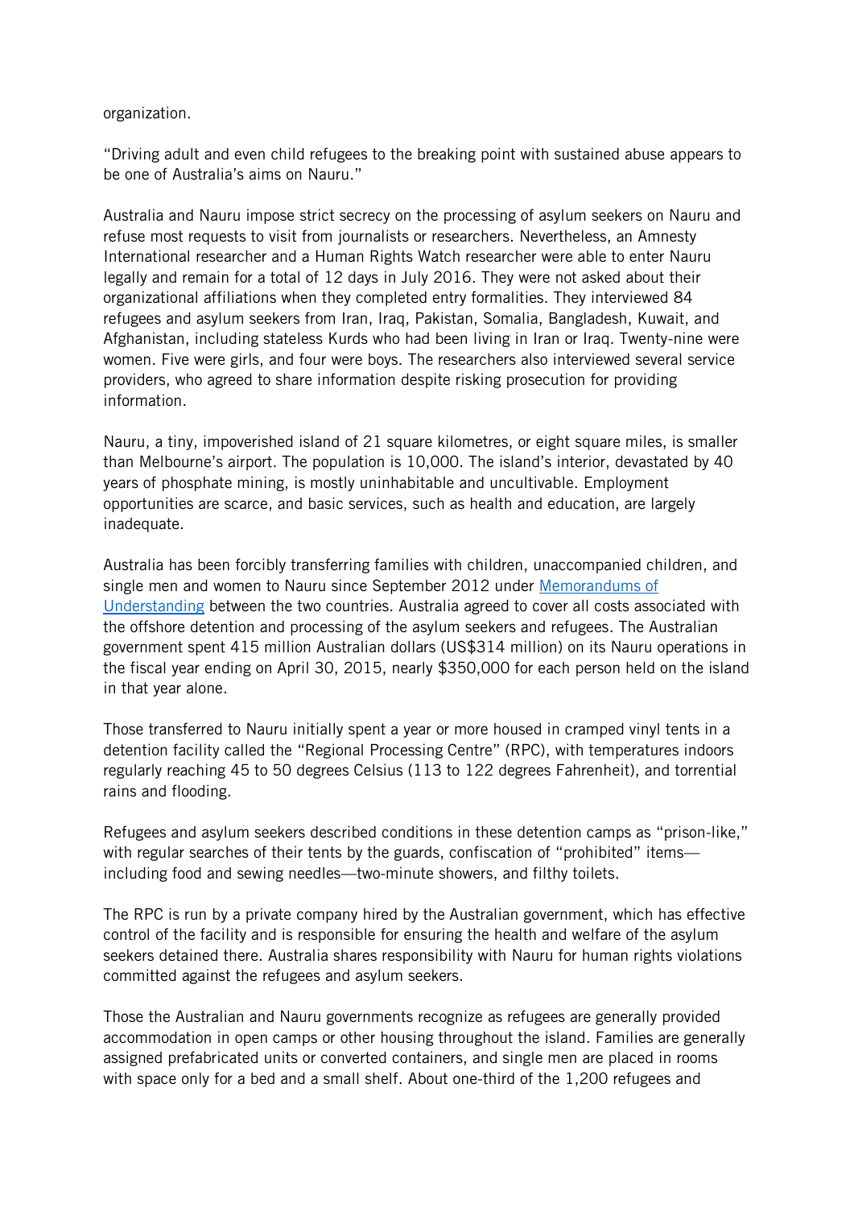organization.

"Driving adult and even child refugees to the breaking point with sustained abuse appears to be one of Australia's aims on Nauru."

Australia and Nauru impose strict secrecy on the processing of asylum seekers on Nauru and refuse most requests to visit from journalists or researchers. Nevertheless, an Amnesty International researcher and a Human Rights Watch researcher were able to enter Nauru legally and remain for a total of 12 days in July 2016. They were not asked about their organizational affiliations when they completed entry formalities. They interviewed 84 refugees and asylum seekers from Iran, Iraq, Pakistan, Somalia, Bangladesh, Kuwait, and Afghanistan, including stateless Kurds who had been living in Iran or Iraq. Twenty-nine were women. Five were girls, and four were boys. The researchers also interviewed several service providers, who agreed to share information despite risking prosecution for providing information.

Nauru, a tiny, impoverished island of 21 square kilometres, or eight square miles, is smaller than Melbourne's airport. The population is 10,000. The island's interior, devastated by 40 years of phosphate mining, is mostly uninhabitable and uncultivable. Employment opportunities are scarce, and basic services, such as health and education, are largely inadequate.

Australia has been forcibly transferring families with children, unaccompanied children, and single men and women to Nauru since September 2012 under [Memorandums of Understanding] between the two countries. Australia agreed to cover all costs associated with the offshore detention and processing of the asylum seekers and refugees. The Australian government spent 415 million Australian dollars (US$314 million) on its Nauru operations in the fiscal year ending on April 30, 2015, nearly $350,000 for each person held on the island in that year alone.

Those transferred to Nauru initially spent a year or more housed in cramped vinyl tents in a detention facility called the "Regional Processing Centre" (RPC), with temperatures indoors regularly reaching 45 to 50 degrees Celsius (113 to 122 degrees Fahrenheit), and torrential rains and flooding.

Refugees and asylum seekers described conditions in these detention camps as "prison-like," with regular searches of their tents by the guards, confiscation of "prohibited" items—including food and sewing needles—two-minute showers, and filthy toilets.

The RPC is run by a private company hired by the Australian government, which has effective control of the facility and is responsible for ensuring the health and welfare of the asylum seekers detained there. Australia shares responsibility with Nauru for human rights violations committed against the refugees and asylum seekers.

Those the Australian and Nauru governments recognize as refugees are generally provided accommodation in open camps or other housing throughout the island. Families are generally assigned prefabricated units or converted containers, and single men are placed in rooms with space only for a bed and a small shelf. About one-third of the 1,200 refugees and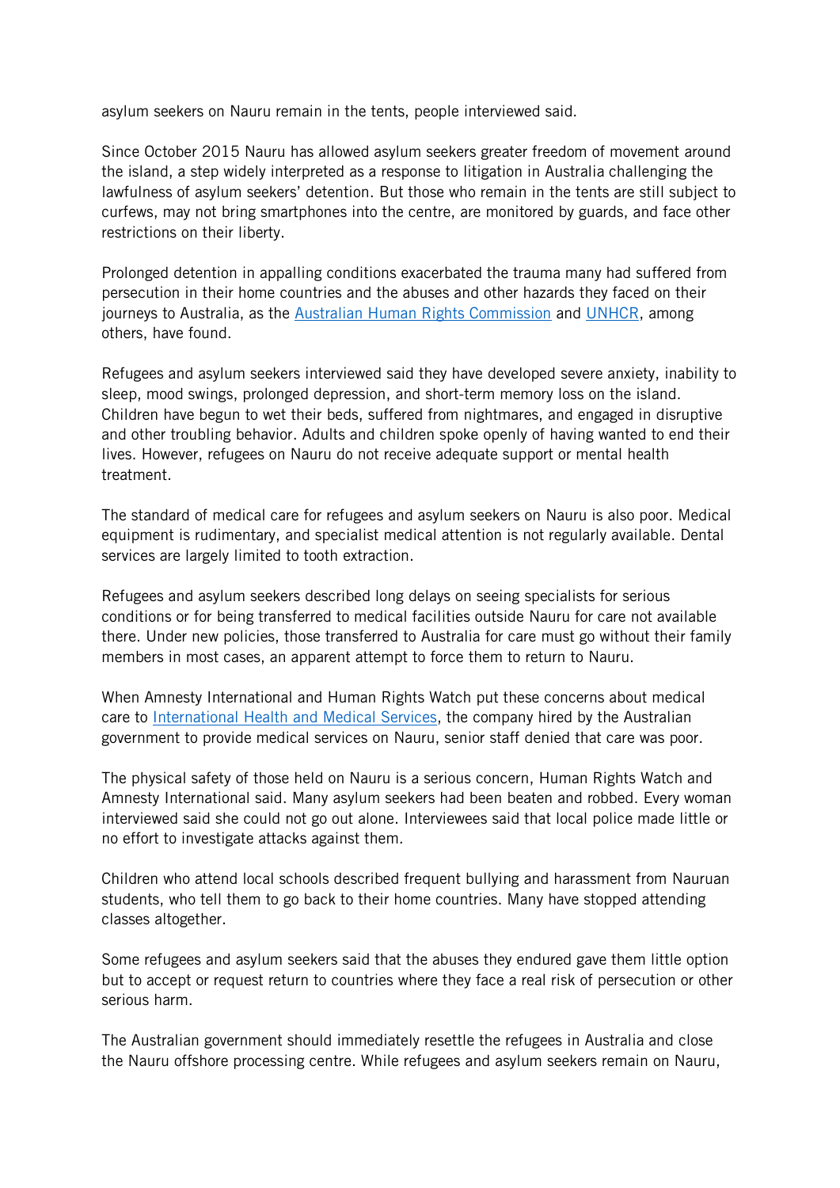asylum seekers on Nauru remain in the tents, people interviewed said.

Since October 2015 Nauru has allowed asylum seekers greater freedom of movement around the island, a step widely interpreted as a response to litigation in Australia challenging the lawfulness of asylum seekers' detention. But those who remain in the tents are still subject to curfews, may not bring smartphones into the centre, are monitored by guards, and face other restrictions on their liberty.

Prolonged detention in appalling conditions exacerbated the trauma many had suffered from persecution in their home countries and the abuses and other hazards they faced on their journeys to Australia, as the [Australian Human Rights Commission]() and [UNHCR](), among others, have found.

Refugees and asylum seekers interviewed said they have developed severe anxiety, inability to sleep, mood swings, prolonged depression, and short-term memory loss on the island. Children have begun to wet their beds, suffered from nightmares, and engaged in disruptive and other troubling behavior. Adults and children spoke openly of having wanted to end their lives. However, refugees on Nauru do not receive adequate support or mental health treatment.

The standard of medical care for refugees and asylum seekers on Nauru is also poor. Medical equipment is rudimentary, and specialist medical attention is not regularly available. Dental services are largely limited to tooth extraction.

Refugees and asylum seekers described long delays on seeing specialists for serious conditions or for being transferred to medical facilities outside Nauru for care not available there. Under new policies, those transferred to Australia for care must go without their family members in most cases, an apparent attempt to force them to return to Nauru.

When Amnesty International and Human Rights Watch put these concerns about medical care to [International Health and Medical Services](), the company hired by the Australian government to provide medical services on Nauru, senior staff denied that care was poor.

The physical safety of those held on Nauru is a serious concern, Human Rights Watch and Amnesty International said. Many asylum seekers had been beaten and robbed. Every woman interviewed said she could not go out alone. Interviewees said that local police made little or no effort to investigate attacks against them.

Children who attend local schools described frequent bullying and harassment from Nauruan students, who tell them to go back to their home countries. Many have stopped attending classes altogether.

Some refugees and asylum seekers said that the abuses they endured gave them little option but to accept or request return to countries where they face a real risk of persecution or other serious harm.

The Australian government should immediately resettle the refugees in Australia and close the Nauru offshore processing centre. While refugees and asylum seekers remain on Nauru,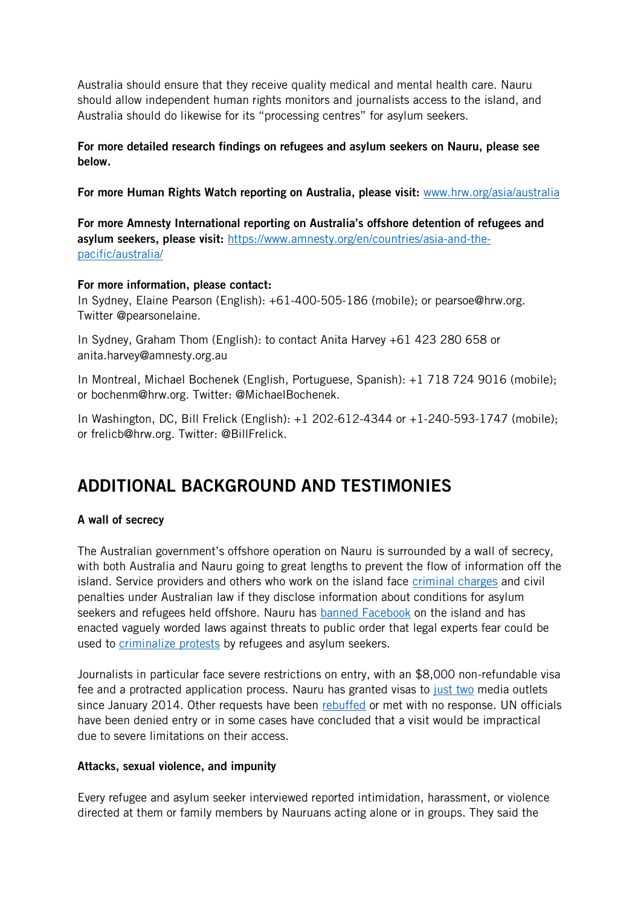Australia should ensure that they receive quality medical and mental health care. Nauru should allow independent human rights monitors and journalists access to the island, and Australia should do likewise for its "processing centres" for asylum seekers.

**For more detailed research findings on refugees and asylum seekers on Nauru, please see below.**

**For more Human Rights Watch reporting on Australia, please visit:** www.hrw.org/asia/australia

**For more Amnesty International reporting on Australia's offshore detention of refugees and asylum seekers, please visit:** https://www.amnesty.org/en/countries/asia-and-the-pacific/australia/

**For more information, please contact:**
In Sydney, Elaine Pearson (English): +61-400-505-186 (mobile); or pearsoe@hrw.org. Twitter @pearsonelaine.

In Sydney, Graham Thom (English): to contact Anita Harvey +61 423 280 658 or anita.harvey@amnesty.org.au

In Montreal, Michael Bochenek (English, Portuguese, Spanish): +1 718 724 9016 (mobile); or bochenm@hrw.org. Twitter: @MichaelBochenek.

In Washington, DC, Bill Frelick (English): +1 202-612-4344 or +1-240-593-1747 (mobile); or frelicb@hrw.org. Twitter: @BillFrelick.

## ADDITIONAL BACKGROUND AND TESTIMONIES

**A wall of secrecy**

The Australian government's offshore operation on Nauru is surrounded by a wall of secrecy, with both Australia and Nauru going to great lengths to prevent the flow of information off the island. Service providers and others who work on the island face criminal charges and civil penalties under Australian law if they disclose information about conditions for asylum seekers and refugees held offshore. Nauru has banned Facebook on the island and has enacted vaguely worded laws against threats to public order that legal experts fear could be used to criminalize protests by refugees and asylum seekers.

Journalists in particular face severe restrictions on entry, with an $8,000 non-refundable visa fee and a protracted application process. Nauru has granted visas to just two media outlets since January 2014. Other requests have been rebuffed or met with no response. UN officials have been denied entry or in some cases have concluded that a visit would be impractical due to severe limitations on their access.

**Attacks, sexual violence, and impunity**

Every refugee and asylum seeker interviewed reported intimidation, harassment, or violence directed at them or family members by Nauruans acting alone or in groups. They said the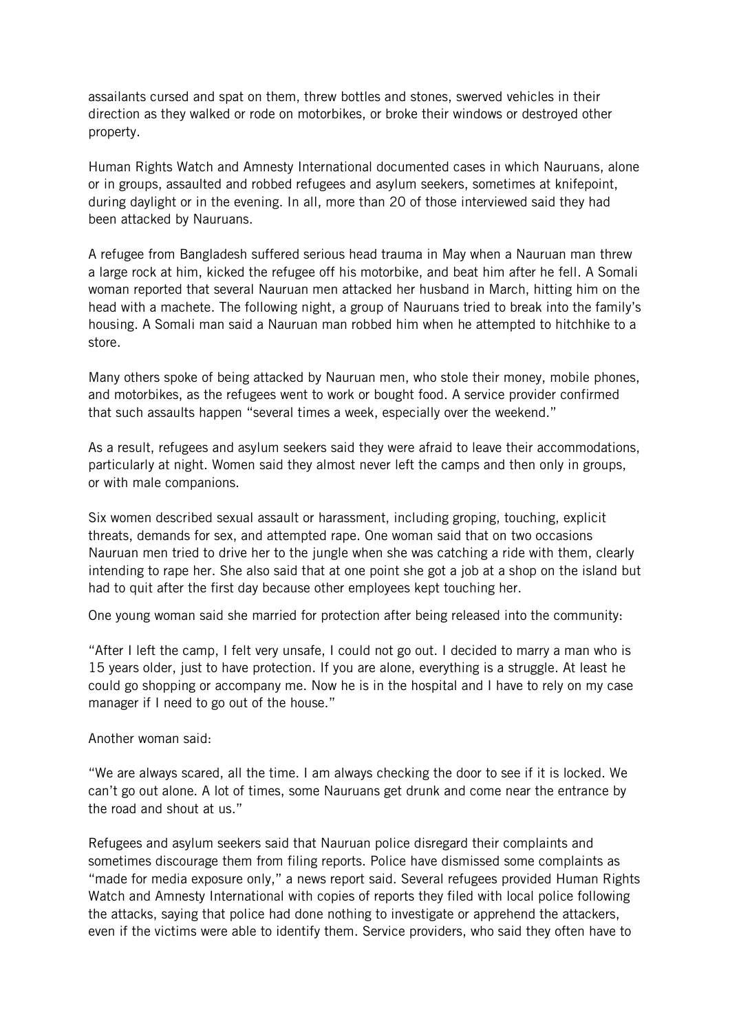assailants cursed and spat on them, threw bottles and stones, swerved vehicles in their direction as they walked or rode on motorbikes, or broke their windows or destroyed other property.

Human Rights Watch and Amnesty International documented cases in which Nauruans, alone or in groups, assaulted and robbed refugees and asylum seekers, sometimes at knifepoint, during daylight or in the evening. In all, more than 20 of those interviewed said they had been attacked by Nauruans.

A refugee from Bangladesh suffered serious head trauma in May when a Nauruan man threw a large rock at him, kicked the refugee off his motorbike, and beat him after he fell. A Somali woman reported that several Nauruan men attacked her husband in March, hitting him on the head with a machete. The following night, a group of Nauruans tried to break into the family's housing. A Somali man said a Nauruan man robbed him when he attempted to hitchhike to a store.

Many others spoke of being attacked by Nauruan men, who stole their money, mobile phones, and motorbikes, as the refugees went to work or bought food. A service provider confirmed that such assaults happen "several times a week, especially over the weekend."

As a result, refugees and asylum seekers said they were afraid to leave their accommodations, particularly at night. Women said they almost never left the camps and then only in groups, or with male companions.

Six women described sexual assault or harassment, including groping, touching, explicit threats, demands for sex, and attempted rape. One woman said that on two occasions Nauruan men tried to drive her to the jungle when she was catching a ride with them, clearly intending to rape her. She also said that at one point she got a job at a shop on the island but had to quit after the first day because other employees kept touching her.

One young woman said she married for protection after being released into the community:

"After I left the camp, I felt very unsafe, I could not go out. I decided to marry a man who is 15 years older, just to have protection. If you are alone, everything is a struggle. At least he could go shopping or accompany me. Now he is in the hospital and I have to rely on my case manager if I need to go out of the house."

Another woman said:

"We are always scared, all the time. I am always checking the door to see if it is locked. We can't go out alone. A lot of times, some Nauruans get drunk and come near the entrance by the road and shout at us."

Refugees and asylum seekers said that Nauruan police disregard their complaints and sometimes discourage them from filing reports. Police have dismissed some complaints as "made for media exposure only," a news report said. Several refugees provided Human Rights Watch and Amnesty International with copies of reports they filed with local police following the attacks, saying that police had done nothing to investigate or apprehend the attackers, even if the victims were able to identify them. Service providers, who said they often have to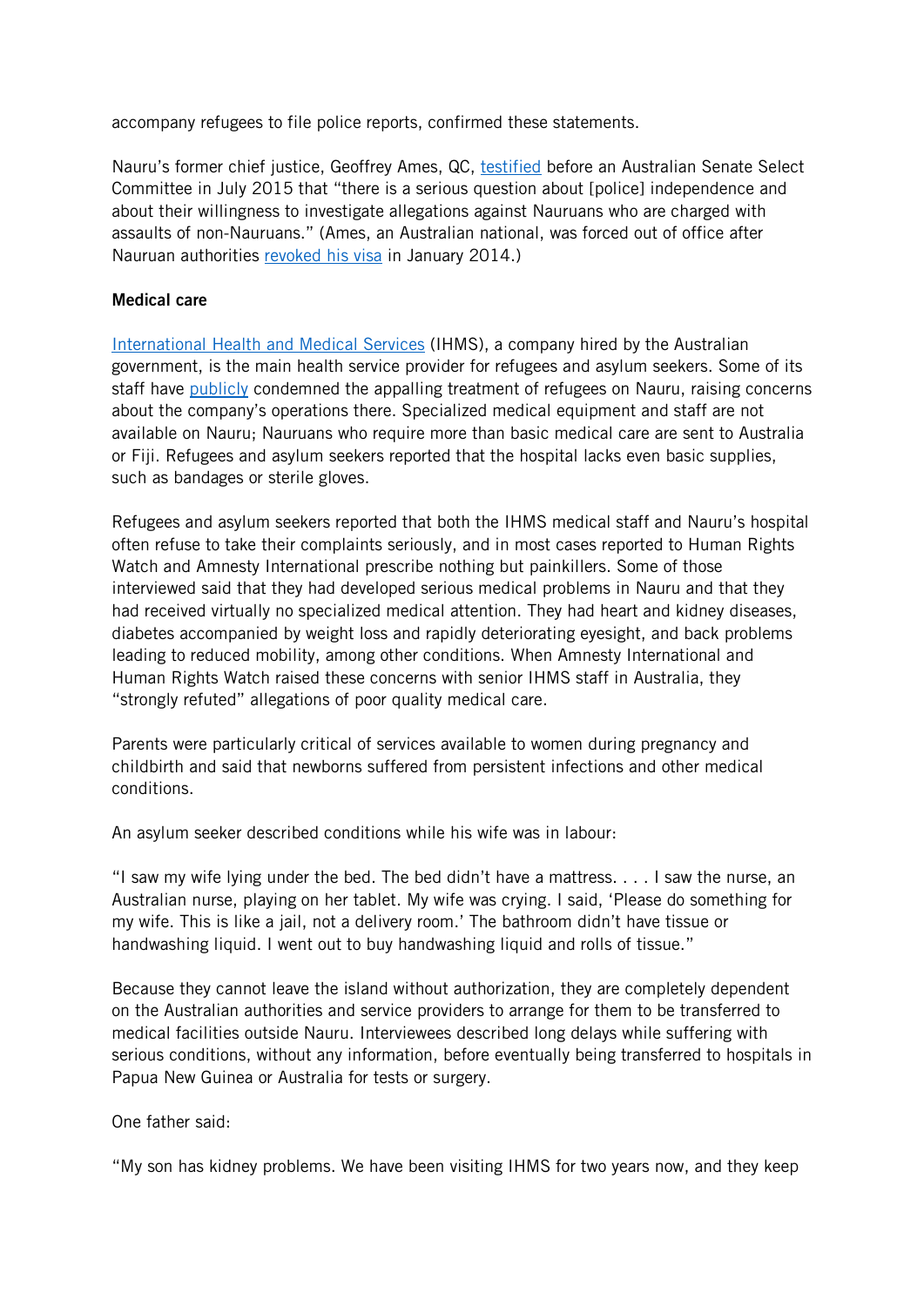accompany refugees to file police reports, confirmed these statements.

Nauru's former chief justice, Geoffrey Ames, QC, testified before an Australian Senate Select Committee in July 2015 that "there is a serious question about [police] independence and about their willingness to investigate allegations against Nauruans who are charged with assaults of non-Nauruans." (Ames, an Australian national, was forced out of office after Nauruan authorities revoked his visa in January 2014.)

**Medical care**

International Health and Medical Services (IHMS), a company hired by the Australian government, is the main health service provider for refugees and asylum seekers. Some of its staff have publicly condemned the appalling treatment of refugees on Nauru, raising concerns about the company's operations there. Specialized medical equipment and staff are not available on Nauru; Nauruans who require more than basic medical care are sent to Australia or Fiji. Refugees and asylum seekers reported that the hospital lacks even basic supplies, such as bandages or sterile gloves.

Refugees and asylum seekers reported that both the IHMS medical staff and Nauru's hospital often refuse to take their complaints seriously, and in most cases reported to Human Rights Watch and Amnesty International prescribe nothing but painkillers. Some of those interviewed said that they had developed serious medical problems in Nauru and that they had received virtually no specialized medical attention. They had heart and kidney diseases, diabetes accompanied by weight loss and rapidly deteriorating eyesight, and back problems leading to reduced mobility, among other conditions. When Amnesty International and Human Rights Watch raised these concerns with senior IHMS staff in Australia, they "strongly refuted" allegations of poor quality medical care.

Parents were particularly critical of services available to women during pregnancy and childbirth and said that newborns suffered from persistent infections and other medical conditions.

An asylum seeker described conditions while his wife was in labour:

"I saw my wife lying under the bed. The bed didn't have a mattress. . . . I saw the nurse, an Australian nurse, playing on her tablet. My wife was crying. I said, 'Please do something for my wife. This is like a jail, not a delivery room.' The bathroom didn't have tissue or handwashing liquid. I went out to buy handwashing liquid and rolls of tissue."

Because they cannot leave the island without authorization, they are completely dependent on the Australian authorities and service providers to arrange for them to be transferred to medical facilities outside Nauru. Interviewees described long delays while suffering with serious conditions, without any information, before eventually being transferred to hospitals in Papua New Guinea or Australia for tests or surgery.

One father said:

"My son has kidney problems. We have been visiting IHMS for two years now, and they keep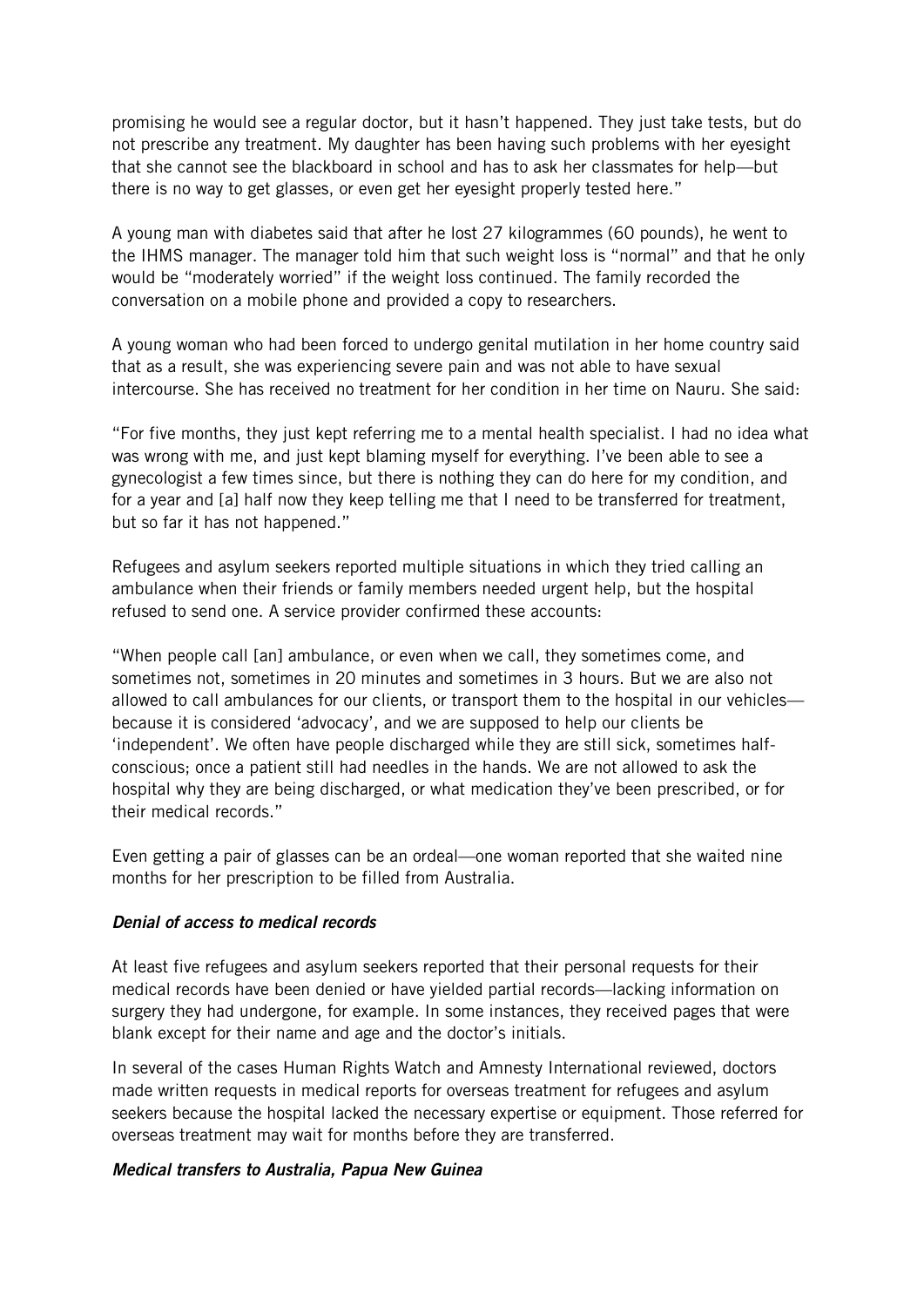promising he would see a regular doctor, but it hasn't happened. They just take tests, but do not prescribe any treatment. My daughter has been having such problems with her eyesight that she cannot see the blackboard in school and has to ask her classmates for help—but there is no way to get glasses, or even get her eyesight properly tested here."

A young man with diabetes said that after he lost 27 kilogrammes (60 pounds), he went to the IHMS manager. The manager told him that such weight loss is "normal" and that he only would be "moderately worried" if the weight loss continued. The family recorded the conversation on a mobile phone and provided a copy to researchers.

A young woman who had been forced to undergo genital mutilation in her home country said that as a result, she was experiencing severe pain and was not able to have sexual intercourse. She has received no treatment for her condition in her time on Nauru. She said:

"For five months, they just kept referring me to a mental health specialist. I had no idea what was wrong with me, and just kept blaming myself for everything. I've been able to see a gynecologist a few times since, but there is nothing they can do here for my condition, and for a year and [a] half now they keep telling me that I need to be transferred for treatment, but so far it has not happened."

Refugees and asylum seekers reported multiple situations in which they tried calling an ambulance when their friends or family members needed urgent help, but the hospital refused to send one. A service provider confirmed these accounts:

"When people call [an] ambulance, or even when we call, they sometimes come, and sometimes not, sometimes in 20 minutes and sometimes in 3 hours. But we are also not allowed to call ambulances for our clients, or transport them to the hospital in our vehicles—because it is considered 'advocacy', and we are supposed to help our clients be 'independent'. We often have people discharged while they are still sick, sometimes half-conscious; once a patient still had needles in the hands. We are not allowed to ask the hospital why they are being discharged, or what medication they've been prescribed, or for their medical records."

Even getting a pair of glasses can be an ordeal—one woman reported that she waited nine months for her prescription to be filled from Australia.

#### *Denial of access to medical records*

At least five refugees and asylum seekers reported that their personal requests for their medical records have been denied or have yielded partial records—lacking information on surgery they had undergone, for example. In some instances, they received pages that were blank except for their name and age and the doctor's initials.

In several of the cases Human Rights Watch and Amnesty International reviewed, doctors made written requests in medical reports for overseas treatment for refugees and asylum seekers because the hospital lacked the necessary expertise or equipment. Those referred for overseas treatment may wait for months before they are transferred.

#### *Medical transfers to Australia, Papua New Guinea*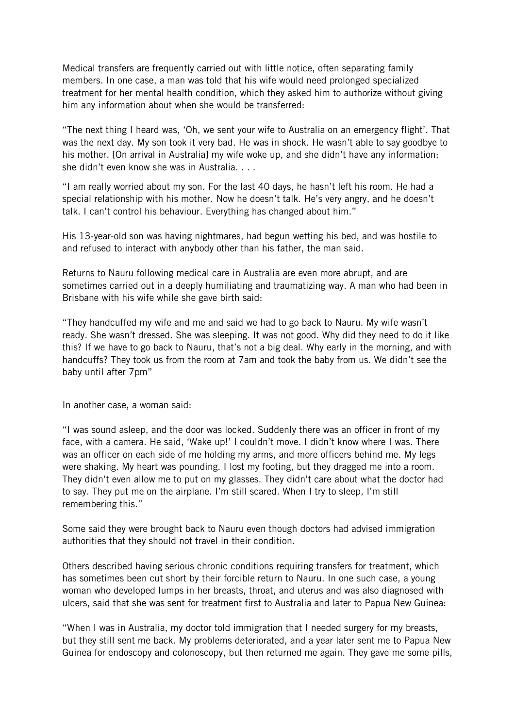Medical transfers are frequently carried out with little notice, often separating family members. In one case, a man was told that his wife would need prolonged specialized treatment for her mental health condition, which they asked him to authorize without giving him any information about when she would be transferred:

"The next thing I heard was, 'Oh, we sent your wife to Australia on an emergency flight'. That was the next day. My son took it very bad. He was in shock. He wasn't able to say goodbye to his mother. [On arrival in Australia] my wife woke up, and she didn't have any information; she didn't even know she was in Australia. . . .

"I am really worried about my son. For the last 40 days, he hasn't left his room. He had a special relationship with his mother. Now he doesn't talk. He's very angry, and he doesn't talk. I can't control his behaviour. Everything has changed about him."

His 13-year-old son was having nightmares, had begun wetting his bed, and was hostile to and refused to interact with anybody other than his father, the man said.

Returns to Nauru following medical care in Australia are even more abrupt, and are sometimes carried out in a deeply humiliating and traumatizing way. A man who had been in Brisbane with his wife while she gave birth said:

"They handcuffed my wife and me and said we had to go back to Nauru. My wife wasn't ready. She wasn't dressed. She was sleeping. It was not good. Why did they need to do it like this? If we have to go back to Nauru, that's not a big deal. Why early in the morning, and with handcuffs? They took us from the room at 7am and took the baby from us. We didn't see the baby until after 7pm"

In another case, a woman said:

"I was sound asleep, and the door was locked. Suddenly there was an officer in front of my face, with a camera. He said, 'Wake up!' I couldn't move. I didn't know where I was. There was an officer on each side of me holding my arms, and more officers behind me. My legs were shaking. My heart was pounding. I lost my footing, but they dragged me into a room. They didn't even allow me to put on my glasses. They didn't care about what the doctor had to say. They put me on the airplane. I'm still scared. When I try to sleep, I'm still remembering this."

Some said they were brought back to Nauru even though doctors had advised immigration authorities that they should not travel in their condition.

Others described having serious chronic conditions requiring transfers for treatment, which has sometimes been cut short by their forcible return to Nauru. In one such case, a young woman who developed lumps in her breasts, throat, and uterus and was also diagnosed with ulcers, said that she was sent for treatment first to Australia and later to Papua New Guinea:

"When I was in Australia, my doctor told immigration that I needed surgery for my breasts, but they still sent me back. My problems deteriorated, and a year later sent me to Papua New Guinea for endoscopy and colonoscopy, but then returned me again. They gave me some pills,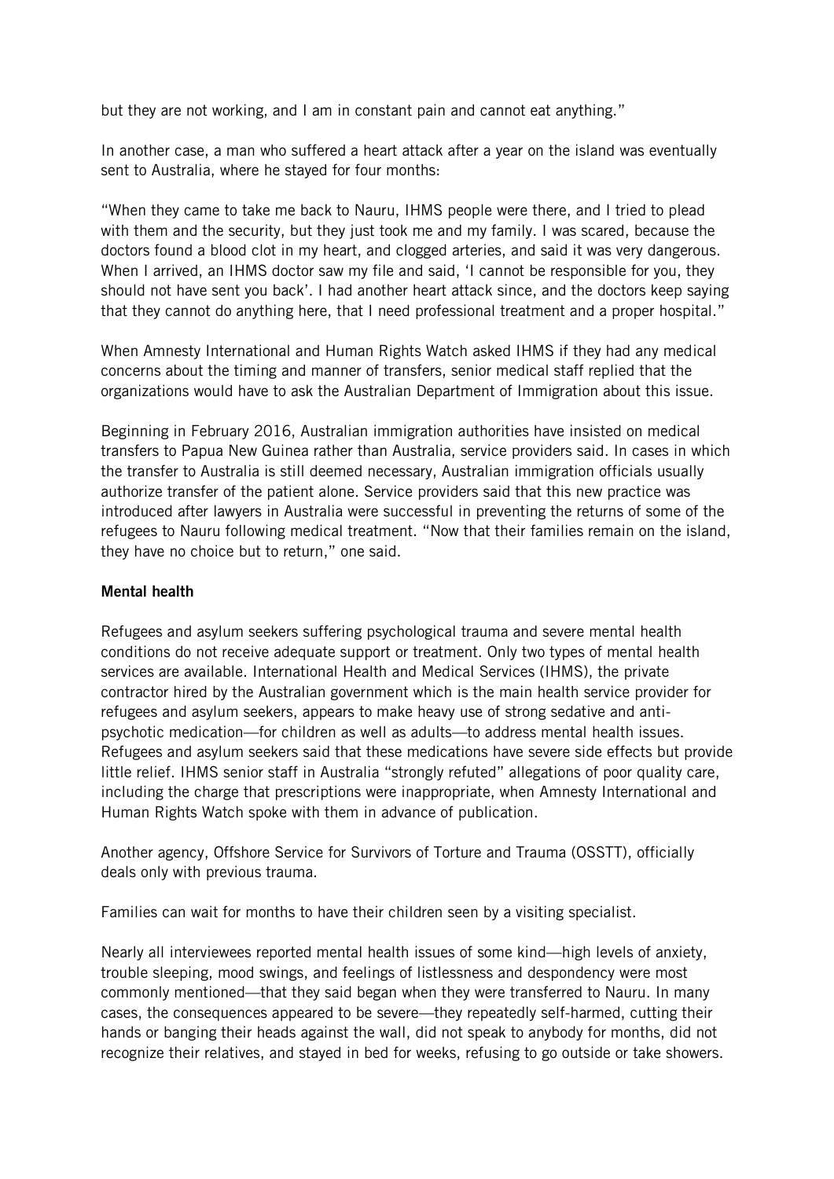but they are not working, and I am in constant pain and cannot eat anything."

In another case, a man who suffered a heart attack after a year on the island was eventually sent to Australia, where he stayed for four months:

"When they came to take me back to Nauru, IHMS people were there, and I tried to plead with them and the security, but they just took me and my family. I was scared, because the doctors found a blood clot in my heart, and clogged arteries, and said it was very dangerous. When I arrived, an IHMS doctor saw my file and said, 'I cannot be responsible for you, they should not have sent you back'. I had another heart attack since, and the doctors keep saying that they cannot do anything here, that I need professional treatment and a proper hospital."

When Amnesty International and Human Rights Watch asked IHMS if they had any medical concerns about the timing and manner of transfers, senior medical staff replied that the organizations would have to ask the Australian Department of Immigration about this issue.

Beginning in February 2016, Australian immigration authorities have insisted on medical transfers to Papua New Guinea rather than Australia, service providers said. In cases in which the transfer to Australia is still deemed necessary, Australian immigration officials usually authorize transfer of the patient alone. Service providers said that this new practice was introduced after lawyers in Australia were successful in preventing the returns of some of the refugees to Nauru following medical treatment. "Now that their families remain on the island, they have no choice but to return," one said.

**Mental health**

Refugees and asylum seekers suffering psychological trauma and severe mental health conditions do not receive adequate support or treatment. Only two types of mental health services are available. International Health and Medical Services (IHMS), the private contractor hired by the Australian government which is the main health service provider for refugees and asylum seekers, appears to make heavy use of strong sedative and anti-psychotic medication—for children as well as adults—to address mental health issues. Refugees and asylum seekers said that these medications have severe side effects but provide little relief. IHMS senior staff in Australia "strongly refuted" allegations of poor quality care, including the charge that prescriptions were inappropriate, when Amnesty International and Human Rights Watch spoke with them in advance of publication.

Another agency, Offshore Service for Survivors of Torture and Trauma (OSSTT), officially deals only with previous trauma.

Families can wait for months to have their children seen by a visiting specialist.

Nearly all interviewees reported mental health issues of some kind—high levels of anxiety, trouble sleeping, mood swings, and feelings of listlessness and despondency were most commonly mentioned—that they said began when they were transferred to Nauru. In many cases, the consequences appeared to be severe—they repeatedly self-harmed, cutting their hands or banging their heads against the wall, did not speak to anybody for months, did not recognize their relatives, and stayed in bed for weeks, refusing to go outside or take showers.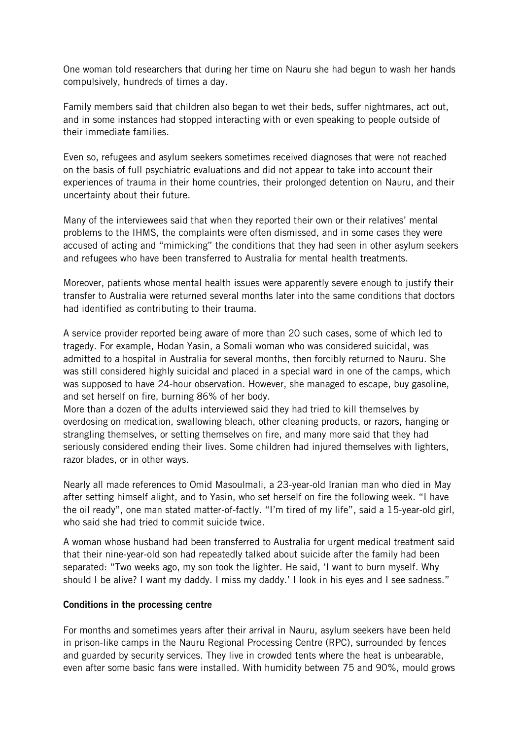One woman told researchers that during her time on Nauru she had begun to wash her hands compulsively, hundreds of times a day.

Family members said that children also began to wet their beds, suffer nightmares, act out, and in some instances had stopped interacting with or even speaking to people outside of their immediate families.

Even so, refugees and asylum seekers sometimes received diagnoses that were not reached on the basis of full psychiatric evaluations and did not appear to take into account their experiences of trauma in their home countries, their prolonged detention on Nauru, and their uncertainty about their future.

Many of the interviewees said that when they reported their own or their relatives' mental problems to the IHMS, the complaints were often dismissed, and in some cases they were accused of acting and "mimicking" the conditions that they had seen in other asylum seekers and refugees who have been transferred to Australia for mental health treatments.

Moreover, patients whose mental health issues were apparently severe enough to justify their transfer to Australia were returned several months later into the same conditions that doctors had identified as contributing to their trauma.

A service provider reported being aware of more than 20 such cases, some of which led to tragedy. For example, Hodan Yasin, a Somali woman who was considered suicidal, was admitted to a hospital in Australia for several months, then forcibly returned to Nauru. She was still considered highly suicidal and placed in a special ward in one of the camps, which was supposed to have 24-hour observation. However, she managed to escape, buy gasoline, and set herself on fire, burning 86% of her body.
More than a dozen of the adults interviewed said they had tried to kill themselves by overdosing on medication, swallowing bleach, other cleaning products, or razors, hanging or strangling themselves, or setting themselves on fire, and many more said that they had seriously considered ending their lives. Some children had injured themselves with lighters, razor blades, or in other ways.

Nearly all made references to Omid Masoulmali, a 23-year-old Iranian man who died in May after setting himself alight, and to Yasin, who set herself on fire the following week. "I have the oil ready", one man stated matter-of-factly. "I'm tired of my life", said a 15-year-old girl, who said she had tried to commit suicide twice.

A woman whose husband had been transferred to Australia for urgent medical treatment said that their nine-year-old son had repeatedly talked about suicide after the family had been separated: "Two weeks ago, my son took the lighter. He said, 'I want to burn myself. Why should I be alive? I want my daddy. I miss my daddy.' I look in his eyes and I see sadness."

**Conditions in the processing centre**

For months and sometimes years after their arrival in Nauru, asylum seekers have been held in prison-like camps in the Nauru Regional Processing Centre (RPC), surrounded by fences and guarded by security services. They live in crowded tents where the heat is unbearable, even after some basic fans were installed. With humidity between 75 and 90%, mould grows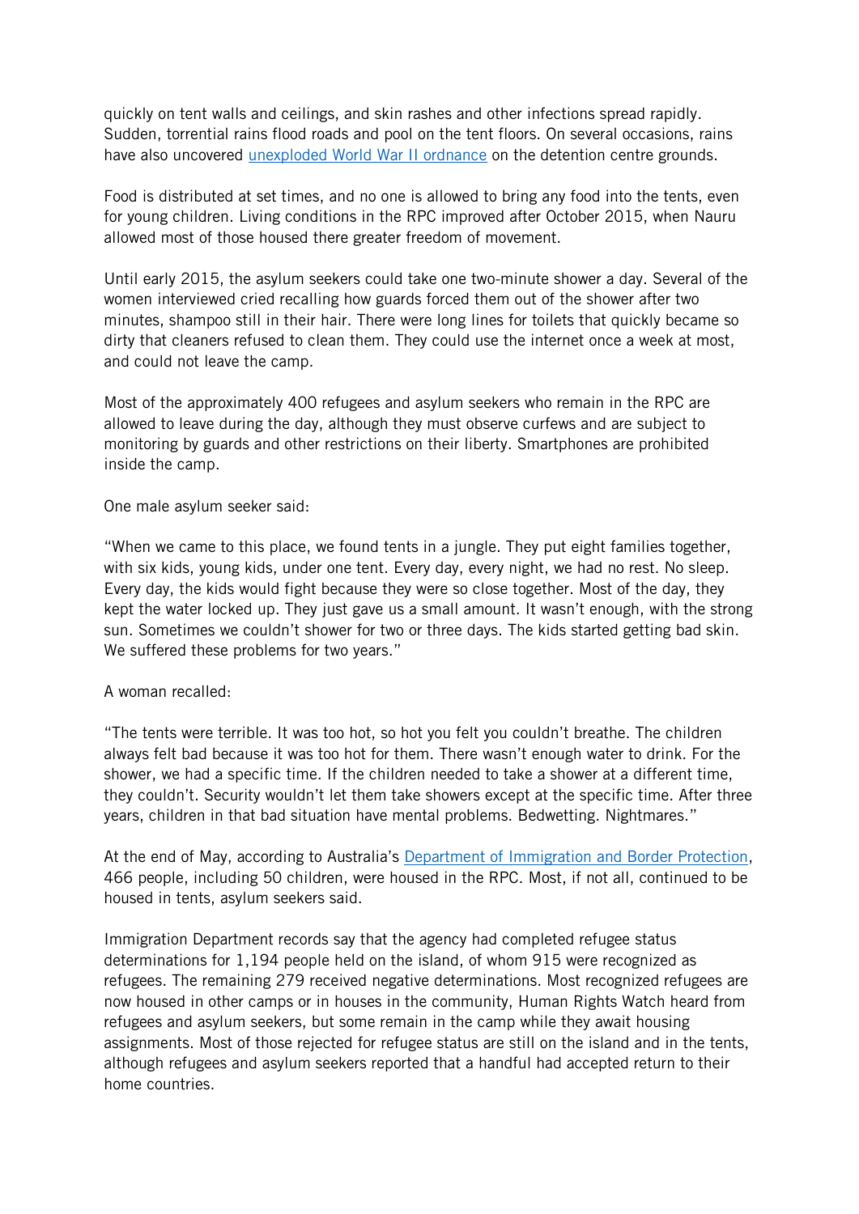quickly on tent walls and ceilings, and skin rashes and other infections spread rapidly. Sudden, torrential rains flood roads and pool on the tent floors. On several occasions, rains have also uncovered unexploded World War II ordnance on the detention centre grounds.

Food is distributed at set times, and no one is allowed to bring any food into the tents, even for young children. Living conditions in the RPC improved after October 2015, when Nauru allowed most of those housed there greater freedom of movement.

Until early 2015, the asylum seekers could take one two-minute shower a day. Several of the women interviewed cried recalling how guards forced them out of the shower after two minutes, shampoo still in their hair. There were long lines for toilets that quickly became so dirty that cleaners refused to clean them. They could use the internet once a week at most, and could not leave the camp.

Most of the approximately 400 refugees and asylum seekers who remain in the RPC are allowed to leave during the day, although they must observe curfews and are subject to monitoring by guards and other restrictions on their liberty. Smartphones are prohibited inside the camp.

One male asylum seeker said:

"When we came to this place, we found tents in a jungle. They put eight families together, with six kids, young kids, under one tent. Every day, every night, we had no rest. No sleep. Every day, the kids would fight because they were so close together. Most of the day, they kept the water locked up. They just gave us a small amount. It wasn't enough, with the strong sun. Sometimes we couldn't shower for two or three days. The kids started getting bad skin. We suffered these problems for two years."

A woman recalled:

"The tents were terrible. It was too hot, so hot you felt you couldn't breathe. The children always felt bad because it was too hot for them. There wasn't enough water to drink. For the shower, we had a specific time. If the children needed to take a shower at a different time, they couldn't. Security wouldn't let them take showers except at the specific time. After three years, children in that bad situation have mental problems. Bedwetting. Nightmares."

At the end of May, according to Australia's Department of Immigration and Border Protection, 466 people, including 50 children, were housed in the RPC. Most, if not all, continued to be housed in tents, asylum seekers said.

Immigration Department records say that the agency had completed refugee status determinations for 1,194 people held on the island, of whom 915 were recognized as refugees. The remaining 279 received negative determinations. Most recognized refugees are now housed in other camps or in houses in the community, Human Rights Watch heard from refugees and asylum seekers, but some remain in the camp while they await housing assignments. Most of those rejected for refugee status are still on the island and in the tents, although refugees and asylum seekers reported that a handful had accepted return to their home countries.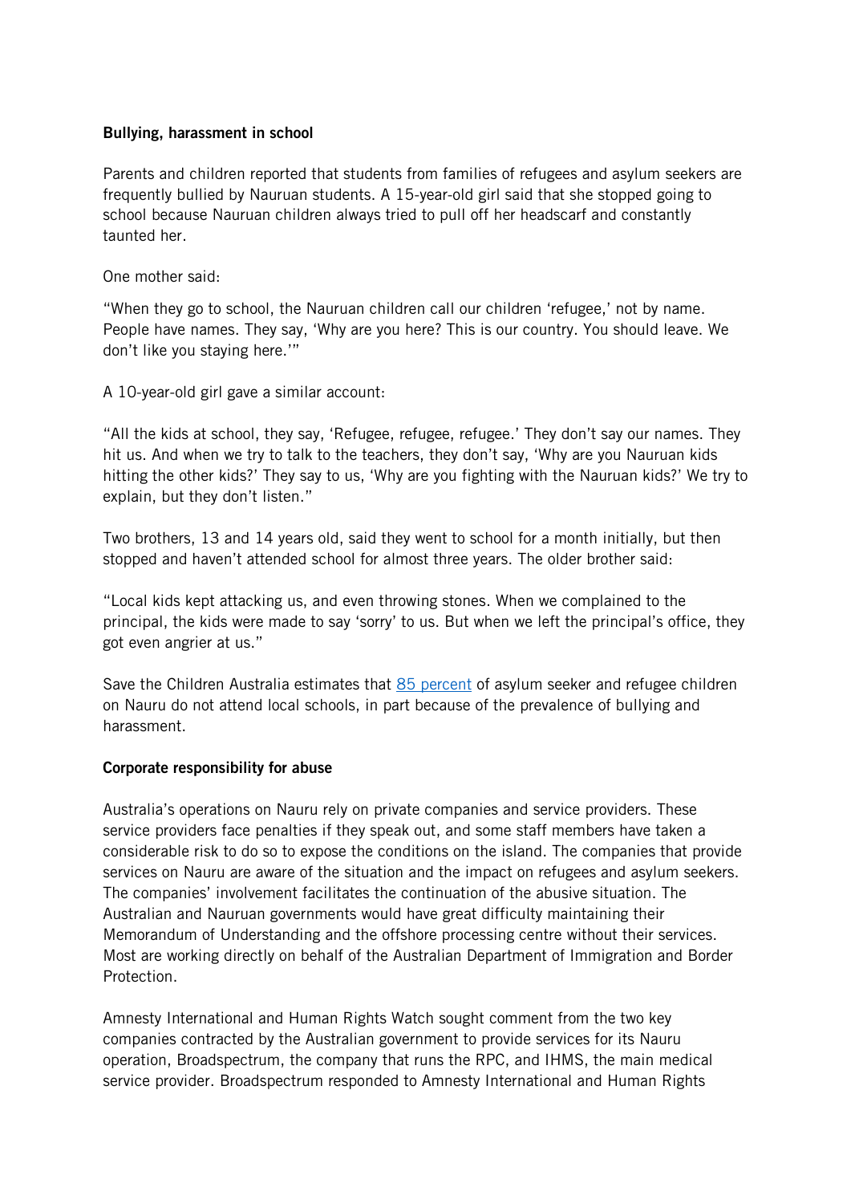**Bullying, harassment in school**

Parents and children reported that students from families of refugees and asylum seekers are frequently bullied by Nauruan students. A 15-year-old girl said that she stopped going to school because Nauruan children always tried to pull off her headscarf and constantly taunted her.

One mother said:

"When they go to school, the Nauruan children call our children 'refugee,' not by name. People have names. They say, 'Why are you here? This is our country. You should leave. We don't like you staying here.'"

A 10-year-old girl gave a similar account:

"All the kids at school, they say, 'Refugee, refugee, refugee.' They don't say our names. They hit us. And when we try to talk to the teachers, they don't say, 'Why are you Nauruan kids hitting the other kids?' They say to us, 'Why are you fighting with the Nauruan kids?' We try to explain, but they don't listen."

Two brothers, 13 and 14 years old, said they went to school for a month initially, but then stopped and haven't attended school for almost three years. The older brother said:

"Local kids kept attacking us, and even throwing stones. When we complained to the principal, the kids were made to say 'sorry' to us. But when we left the principal's office, they got even angrier at us."

Save the Children Australia estimates that 85 percent of asylum seeker and refugee children on Nauru do not attend local schools, in part because of the prevalence of bullying and harassment.

**Corporate responsibility for abuse**

Australia's operations on Nauru rely on private companies and service providers. These service providers face penalties if they speak out, and some staff members have taken a considerable risk to do so to expose the conditions on the island. The companies that provide services on Nauru are aware of the situation and the impact on refugees and asylum seekers. The companies' involvement facilitates the continuation of the abusive situation. The Australian and Nauruan governments would have great difficulty maintaining their Memorandum of Understanding and the offshore processing centre without their services. Most are working directly on behalf of the Australian Department of Immigration and Border Protection.

Amnesty International and Human Rights Watch sought comment from the two key companies contracted by the Australian government to provide services for its Nauru operation, Broadspectrum, the company that runs the RPC, and IHMS, the main medical service provider. Broadspectrum responded to Amnesty International and Human Rights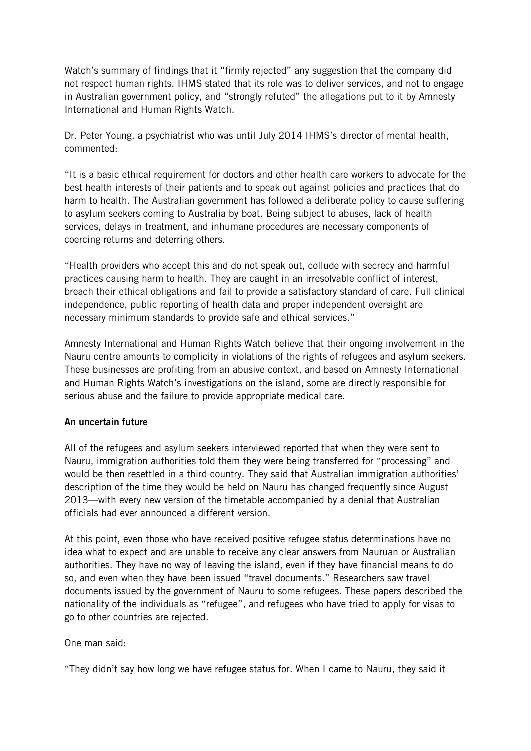Watch's summary of findings that it "firmly rejected" any suggestion that the company did not respect human rights. IHMS stated that its role was to deliver services, and not to engage in Australian government policy, and "strongly refuted" the allegations put to it by Amnesty International and Human Rights Watch.

Dr. Peter Young, a psychiatrist who was until July 2014 IHMS's director of mental health, commented:

"It is a basic ethical requirement for doctors and other health care workers to advocate for the best health interests of their patients and to speak out against policies and practices that do harm to health. The Australian government has followed a deliberate policy to cause suffering to asylum seekers coming to Australia by boat. Being subject to abuses, lack of health services, delays in treatment, and inhumane procedures are necessary components of coercing returns and deterring others.

"Health providers who accept this and do not speak out, collude with secrecy and harmful practices causing harm to health. They are caught in an irresolvable conflict of interest, breach their ethical obligations and fail to provide a satisfactory standard of care. Full clinical independence, public reporting of health data and proper independent oversight are necessary minimum standards to provide safe and ethical services."

Amnesty International and Human Rights Watch believe that their ongoing involvement in the Nauru centre amounts to complicity in violations of the rights of refugees and asylum seekers. These businesses are profiting from an abusive context, and based on Amnesty International and Human Rights Watch's investigations on the island, some are directly responsible for serious abuse and the failure to provide appropriate medical care.

**An uncertain future**

All of the refugees and asylum seekers interviewed reported that when they were sent to Nauru, immigration authorities told them they were being transferred for "processing" and would be then resettled in a third country. They said that Australian immigration authorities' description of the time they would be held on Nauru has changed frequently since August 2013—with every new version of the timetable accompanied by a denial that Australian officials had ever announced a different version.

At this point, even those who have received positive refugee status determinations have no idea what to expect and are unable to receive any clear answers from Nauruan or Australian authorities. They have no way of leaving the island, even if they have financial means to do so, and even when they have been issued "travel documents." Researchers saw travel documents issued by the government of Nauru to some refugees. These papers described the nationality of the individuals as "refugee", and refugees who have tried to apply for visas to go to other countries are rejected.

One man said:

"They didn't say how long we have refugee status for. When I came to Nauru, they said it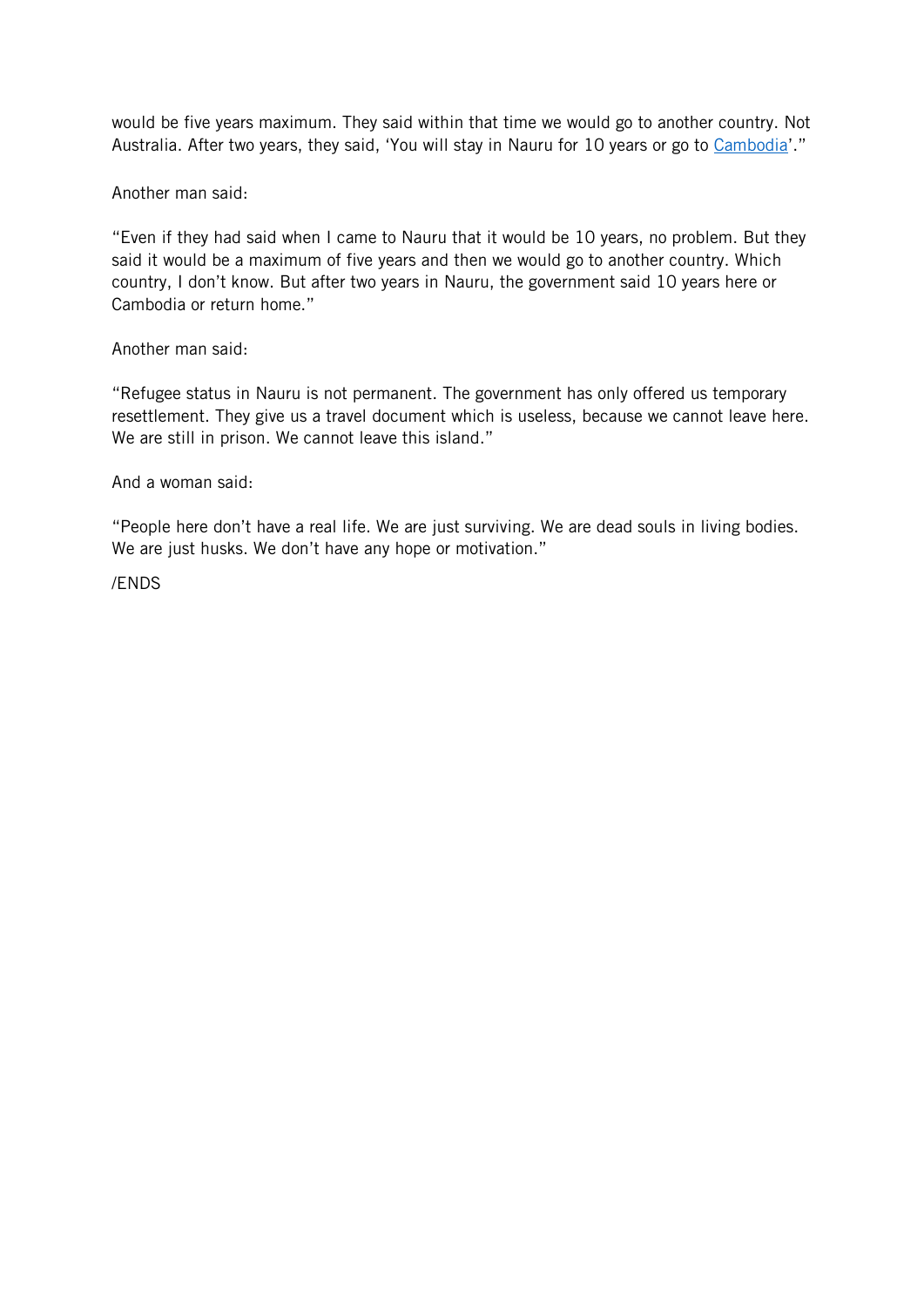would be five years maximum. They said within that time we would go to another country. Not Australia. After two years, they said, 'You will stay in Nauru for 10 years or go to Cambodia'."

Another man said:

"Even if they had said when I came to Nauru that it would be 10 years, no problem. But they said it would be a maximum of five years and then we would go to another country. Which country, I don't know. But after two years in Nauru, the government said 10 years here or Cambodia or return home."

Another man said:

"Refugee status in Nauru is not permanent. The government has only offered us temporary resettlement. They give us a travel document which is useless, because we cannot leave here. We are still in prison. We cannot leave this island."

And a woman said:

"People here don't have a real life. We are just surviving. We are dead souls in living bodies. We are just husks. We don't have any hope or motivation."

/ENDS